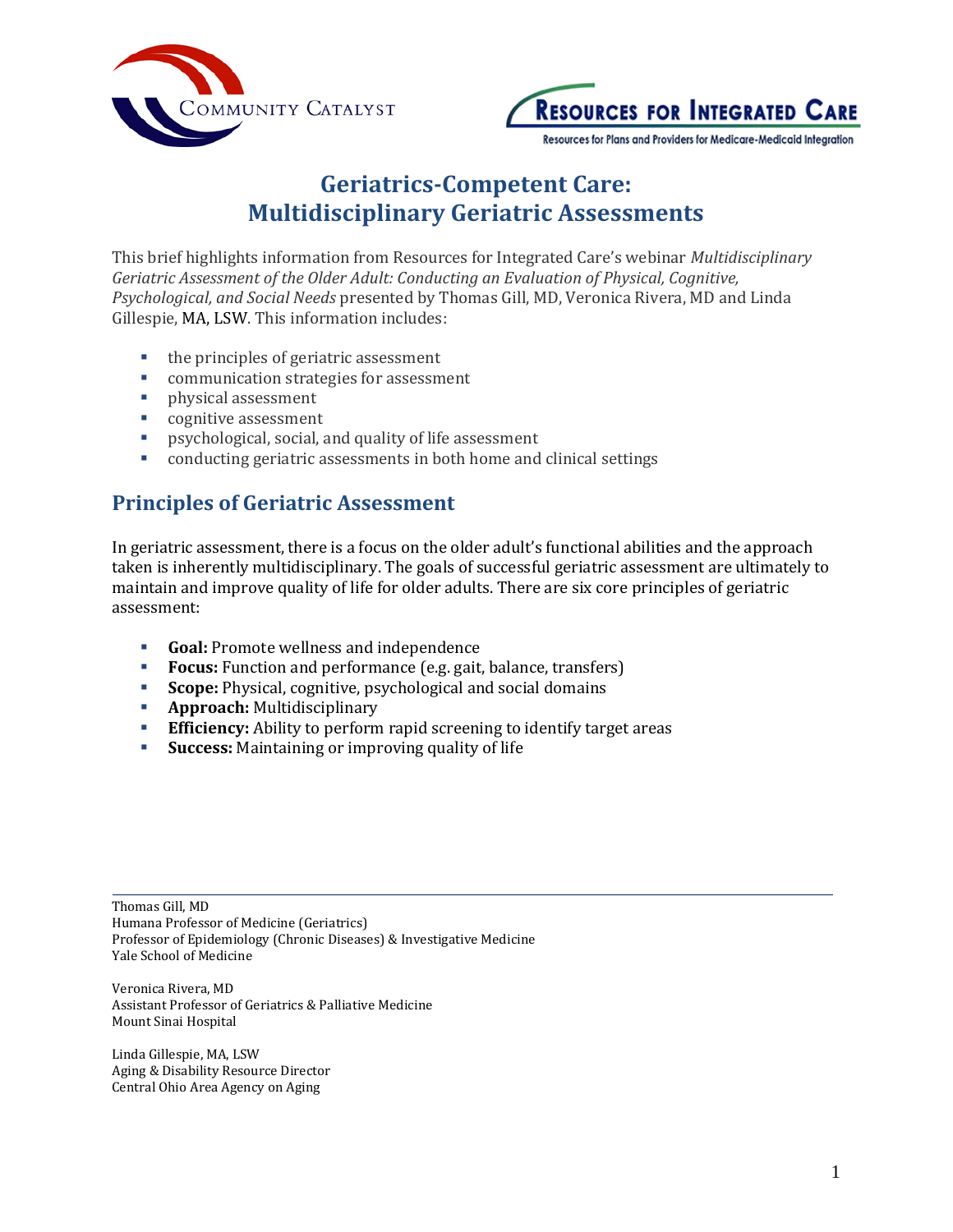# Geriatrics-Competent Care: Multidisciplinary Geriatric Assessments

This brief highlights information from Resources for Integrated Care's webinar *Multidisciplinary Geriatric Assessment of the Older Adult: Conducting an Evaluation of Physical, Cognitive, Psychological, and Social Needs* presented by Thomas Gill, MD, Veronica Rivera, MD and Linda Gillespie, MA, LSW. This information includes:

- the principles of geriatric assessment
- communication strategies for assessment
- physical assessment
- cognitive assessment
- psychological, social, and quality of life assessment
- conducting geriatric assessments in both home and clinical settings

## Principles of Geriatric Assessment

In geriatric assessment, there is a focus on the older adult's functional abilities and the approach taken is inherently multidisciplinary. The goals of successful geriatric assessment are ultimately to maintain and improve quality of life for older adults. There are six core principles of geriatric assessment:

- **Goal:** Promote wellness and independence
- **Focus:** Function and performance (e.g. gait, balance, transfers)
- **Scope:** Physical, cognitive, psychological and social domains
- **Approach:** Multidisciplinary
- **Efficiency:** Ability to perform rapid screening to identify target areas
- **Success:** Maintaining or improving quality of life

---

Thomas Gill, MD
Humana Professor of Medicine (Geriatrics)
Professor of Epidemiology (Chronic Diseases) & Investigative Medicine
Yale School of Medicine

Veronica Rivera, MD
Assistant Professor of Geriatrics & Palliative Medicine
Mount Sinai Hospital

Linda Gillespie, MA, LSW
Aging & Disability Resource Director
Central Ohio Area Agency on Aging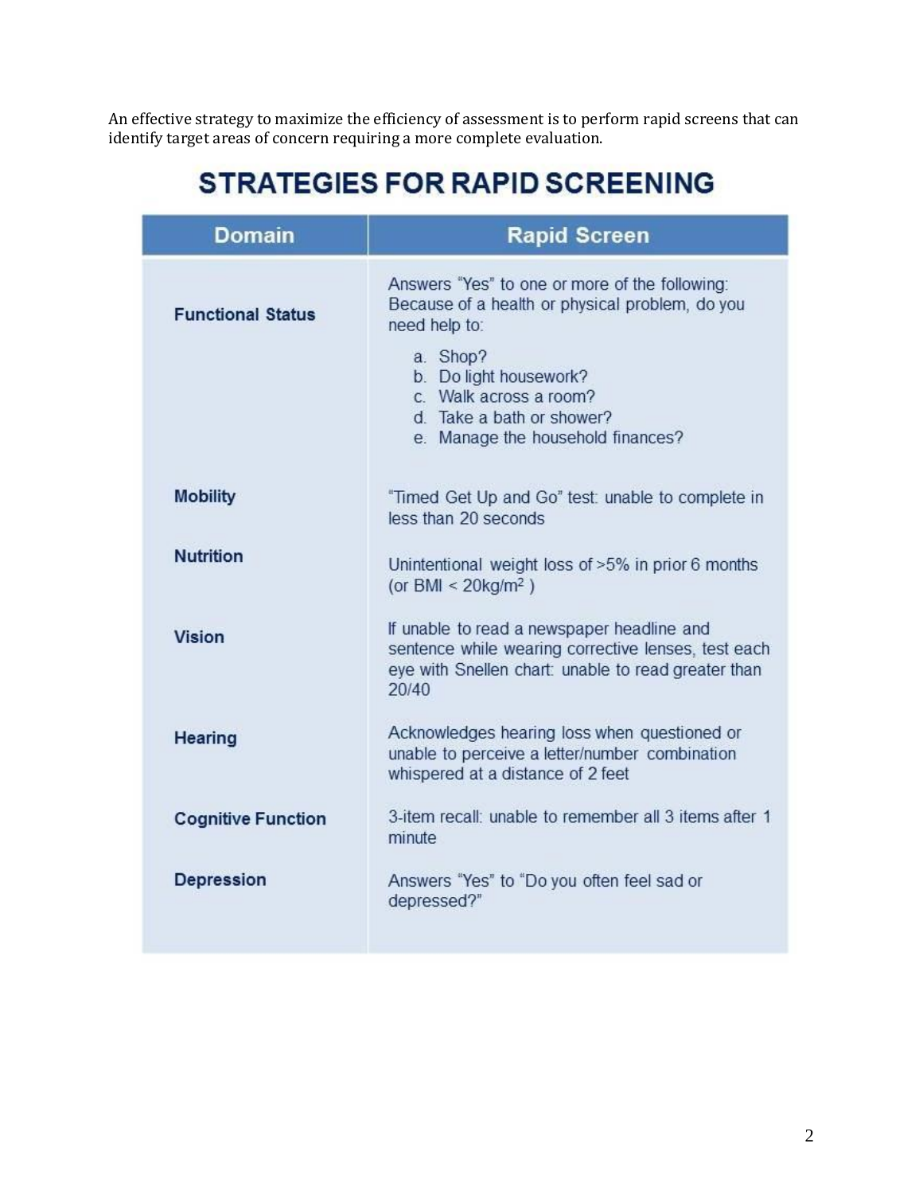An effective strategy to maximize the efficiency of assessment is to perform rapid screens that can identify target areas of concern requiring a more complete evaluation.

## STRATEGIES FOR RAPID SCREENING

| Domain | Rapid Screen |
|---|---|
| **Functional Status** | Answers "Yes" to one or more of the following: Because of a health or physical problem, do you need help to: a. Shop? b. Do light housework? c. Walk across a room? d. Take a bath or shower? e. Manage the household finances? |
| **Mobility** | "Timed Get Up and Go" test: unable to complete in less than 20 seconds |
| **Nutrition** | Unintentional weight loss of >5% in prior 6 months (or BMI < 20kg/m$^2$ ) |
| **Vision** | If unable to read a newspaper headline and sentence while wearing corrective lenses, test each eye with Snellen chart: unable to read greater than 20/40 |
| **Hearing** | Acknowledges hearing loss when questioned or unable to perceive a letter/number combination whispered at a distance of 2 feet |
| **Cognitive Function** | 3-item recall: unable to remember all 3 items after 1 minute |
| **Depression** | Answers "Yes" to "Do you often feel sad or depressed?" |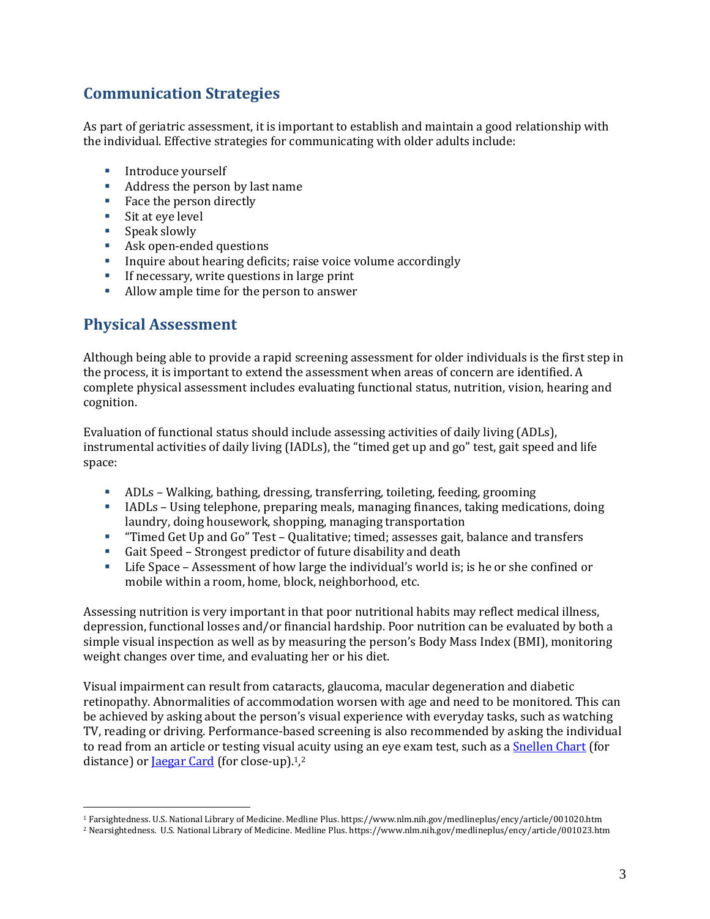## Communication Strategies

As part of geriatric assessment, it is important to establish and maintain a good relationship with the individual. Effective strategies for communicating with older adults include:

- Introduce yourself
- Address the person by last name
- Face the person directly
- Sit at eye level
- Speak slowly
- Ask open-ended questions
- Inquire about hearing deficits; raise voice volume accordingly
- If necessary, write questions in large print
- Allow ample time for the person to answer

## Physical Assessment

Although being able to provide a rapid screening assessment for older individuals is the first step in the process, it is important to extend the assessment when areas of concern are identified. A complete physical assessment includes evaluating functional status, nutrition, vision, hearing and cognition.

Evaluation of functional status should include assessing activities of daily living (ADLs), instrumental activities of daily living (IADLs), the "timed get up and go" test, gait speed and life space:

- ADLs – Walking, bathing, dressing, transferring, toileting, feeding, grooming
- IADLs – Using telephone, preparing meals, managing finances, taking medications, doing laundry, doing housework, shopping, managing transportation
- "Timed Get Up and Go" Test – Qualitative; timed; assesses gait, balance and transfers
- Gait Speed – Strongest predictor of future disability and death
- Life Space – Assessment of how large the individual's world is; is he or she confined or mobile within a room, home, block, neighborhood, etc.

Assessing nutrition is very important in that poor nutritional habits may reflect medical illness, depression, functional losses and/or financial hardship. Poor nutrition can be evaluated by both a simple visual inspection as well as by measuring the person's Body Mass Index (BMI), monitoring weight changes over time, and evaluating her or his diet.

Visual impairment can result from cataracts, glaucoma, macular degeneration and diabetic retinopathy. Abnormalities of accommodation worsen with age and need to be monitored. This can be achieved by asking about the person's visual experience with everyday tasks, such as watching TV, reading or driving. Performance-based screening is also recommended by asking the individual to read from an article or testing visual acuity using an eye exam test, such as a Snellen Chart (for distance) or Jaegar Card (for close-up).[1,2]

---

[1] Farsightedness. U.S. National Library of Medicine. Medline Plus. https://www.nlm.nih.gov/medlineplus/ency/article/001020.htm

[2] Nearsightedness. U.S. National Library of Medicine. Medline Plus. https://www.nlm.nih.gov/medlineplus/ency/article/001023.htm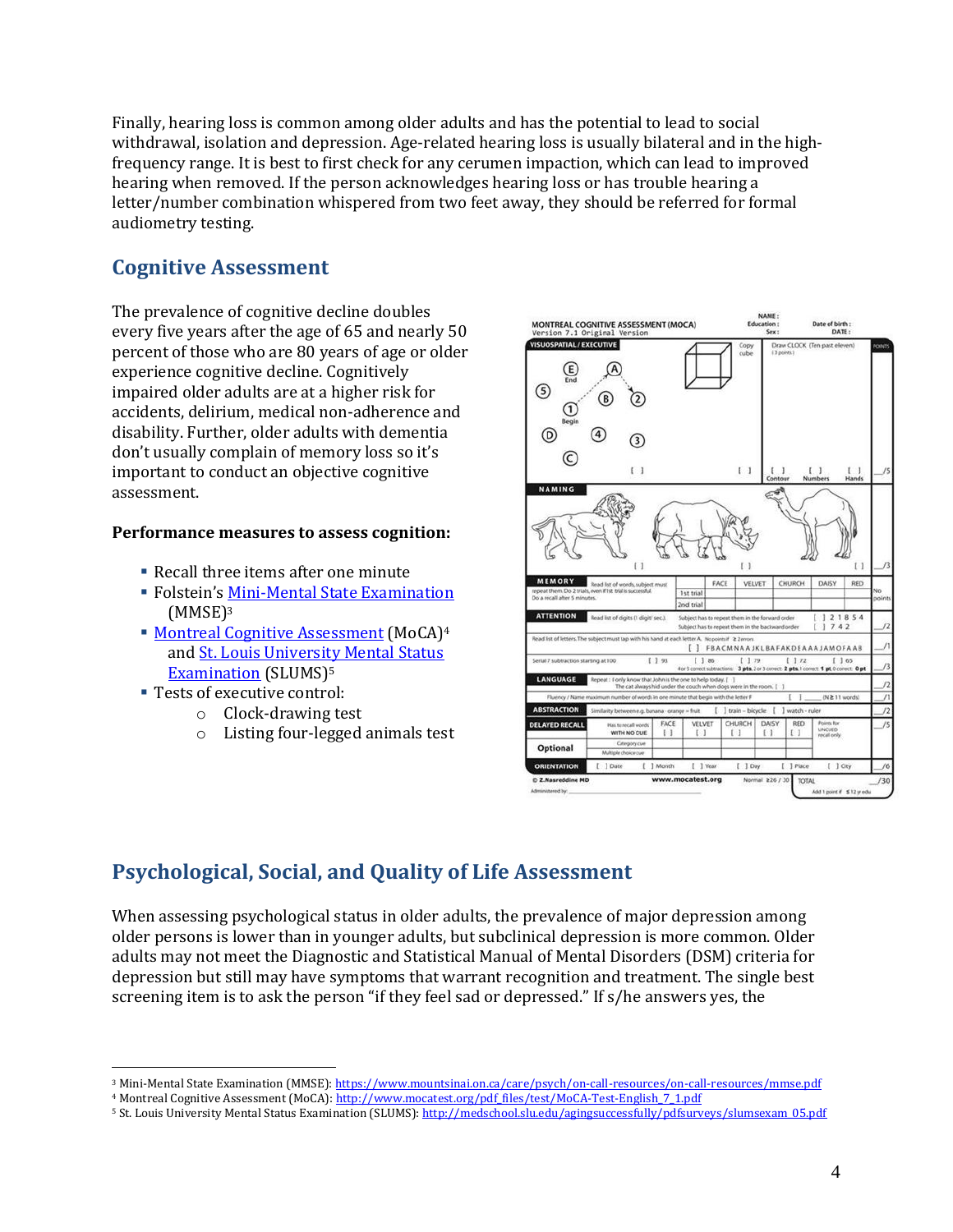Finally, hearing loss is common among older adults and has the potential to lead to social withdrawal, isolation and depression. Age-related hearing loss is usually bilateral and in the high-frequency range. It is best to first check for any cerumen impaction, which can lead to improved hearing when removed. If the person acknowledges hearing loss or has trouble hearing a letter/number combination whispered from two feet away, they should be referred for formal audiometry testing.

## Cognitive Assessment

The prevalence of cognitive decline doubles every five years after the age of 65 and nearly 50 percent of those who are 80 years of age or older experience cognitive decline. Cognitively impaired older adults are at a higher risk for accidents, delirium, medical non-adherence and disability. Further, older adults with dementia don't usually complain of memory loss so it's important to conduct an objective cognitive assessment.

**Performance measures to assess cognition:**

- Recall three items after one minute
- Folstein's Mini-Mental State Examination (MMSE)[3]
- Montreal Cognitive Assessment (MoCA)[4] and St. Louis University Mental Status Examination (SLUMS)[5]
- Tests of executive control:
  - Clock-drawing test
  - Listing four-legged animals test

## Psychological, Social, and Quality of Life Assessment

When assessing psychological status in older adults, the prevalence of major depression among older persons is lower than in younger adults, but subclinical depression is more common. Older adults may not meet the Diagnostic and Statistical Manual of Mental Disorders (DSM) criteria for depression but still may have symptoms that warrant recognition and treatment. The single best screening item is to ask the person "if they feel sad or depressed." If s/he answers yes, the

---

[3] Mini-Mental State Examination (MMSE): https://www.mountsinai.on.ca/care/psych/on-call-resources/on-call-resources/mmse.pdf
[4] Montreal Cognitive Assessment (MoCA): http://www.mocatest.org/pdf_files/test/MoCA-Test-English_7_1.pdf
[5] St. Louis University Mental Status Examination (SLUMS): http://medschool.slu.edu/agingsuccessfully/pdfsurveys/slumsexam_05.pdf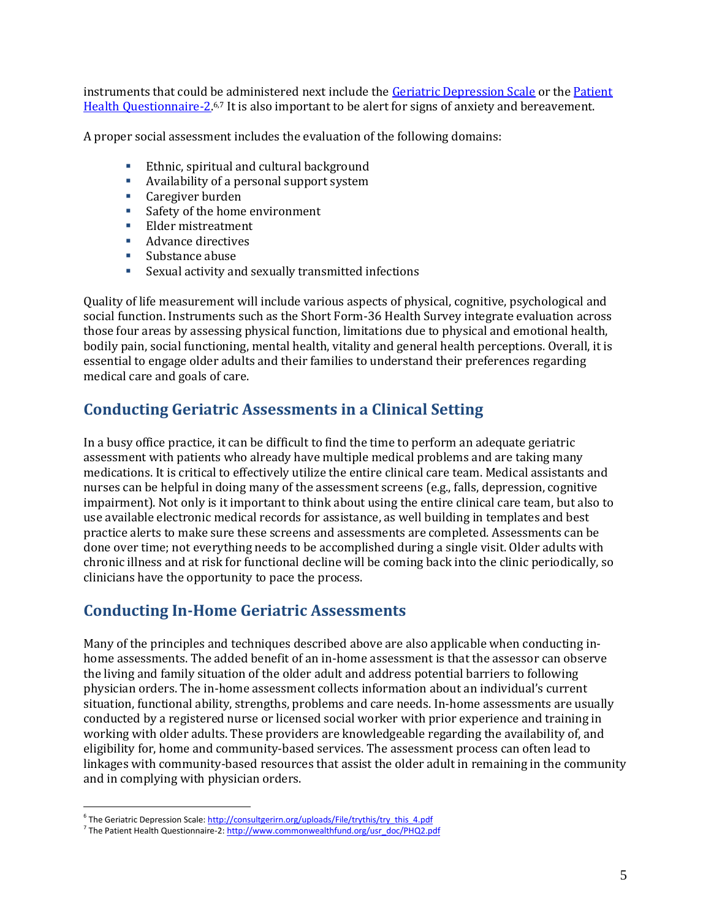instruments that could be administered next include the Geriatric Depression Scale or the Patient Health Questionnaire-2.[6,7] It is also important to be alert for signs of anxiety and bereavement.

A proper social assessment includes the evaluation of the following domains:

- Ethnic, spiritual and cultural background
- Availability of a personal support system
- Caregiver burden
- Safety of the home environment
- Elder mistreatment
- Advance directives
- Substance abuse
- Sexual activity and sexually transmitted infections

Quality of life measurement will include various aspects of physical, cognitive, psychological and social function. Instruments such as the Short Form-36 Health Survey integrate evaluation across those four areas by assessing physical function, limitations due to physical and emotional health, bodily pain, social functioning, mental health, vitality and general health perceptions. Overall, it is essential to engage older adults and their families to understand their preferences regarding medical care and goals of care.

## Conducting Geriatric Assessments in a Clinical Setting

In a busy office practice, it can be difficult to find the time to perform an adequate geriatric assessment with patients who already have multiple medical problems and are taking many medications. It is critical to effectively utilize the entire clinical care team. Medical assistants and nurses can be helpful in doing many of the assessment screens (e.g., falls, depression, cognitive impairment). Not only is it important to think about using the entire clinical care team, but also to use available electronic medical records for assistance, as well building in templates and best practice alerts to make sure these screens and assessments are completed. Assessments can be done over time; not everything needs to be accomplished during a single visit. Older adults with chronic illness and at risk for functional decline will be coming back into the clinic periodically, so clinicians have the opportunity to pace the process.

## Conducting In-Home Geriatric Assessments

Many of the principles and techniques described above are also applicable when conducting in-home assessments. The added benefit of an in-home assessment is that the assessor can observe the living and family situation of the older adult and address potential barriers to following physician orders. The in-home assessment collects information about an individual's current situation, functional ability, strengths, problems and care needs. In-home assessments are usually conducted by a registered nurse or licensed social worker with prior experience and training in working with older adults. These providers are knowledgeable regarding the availability of, and eligibility for, home and community-based services. The assessment process can often lead to linkages with community-based resources that assist the older adult in remaining in the community and in complying with physician orders.

---

[6] The Geriatric Depression Scale: http://consultgerirn.org/uploads/File/trythis/try_this_4.pdf

[7] The Patient Health Questionnaire-2: http://www.commonwealthfund.org/usr_doc/PHQ2.pdf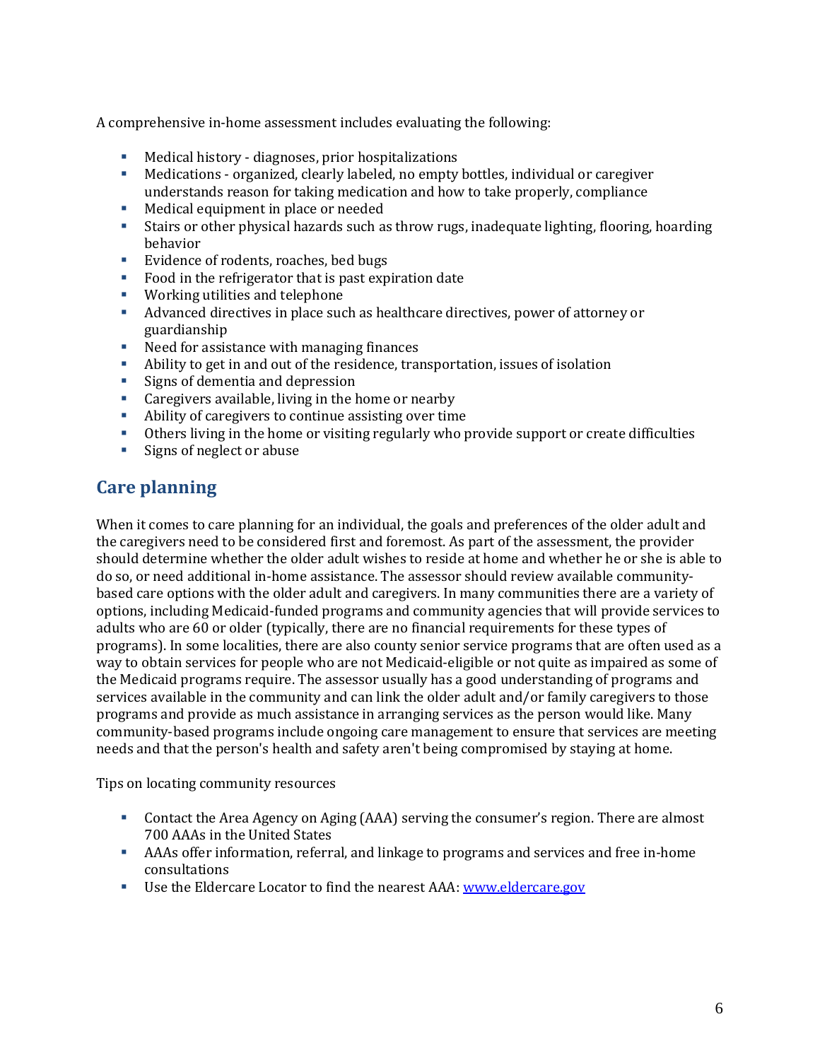A comprehensive in-home assessment includes evaluating the following:

- Medical history - diagnoses, prior hospitalizations
- Medications - organized, clearly labeled, no empty bottles, individual or caregiver understands reason for taking medication and how to take properly, compliance
- Medical equipment in place or needed
- Stairs or other physical hazards such as throw rugs, inadequate lighting, flooring, hoarding behavior
- Evidence of rodents, roaches, bed bugs
- Food in the refrigerator that is past expiration date
- Working utilities and telephone
- Advanced directives in place such as healthcare directives, power of attorney or guardianship
- Need for assistance with managing finances
- Ability to get in and out of the residence, transportation, issues of isolation
- Signs of dementia and depression
- Caregivers available, living in the home or nearby
- Ability of caregivers to continue assisting over time
- Others living in the home or visiting regularly who provide support or create difficulties
- Signs of neglect or abuse

## Care planning

When it comes to care planning for an individual, the goals and preferences of the older adult and the caregivers need to be considered first and foremost. As part of the assessment, the provider should determine whether the older adult wishes to reside at home and whether he or she is able to do so, or need additional in-home assistance. The assessor should review available community-based care options with the older adult and caregivers. In many communities there are a variety of options, including Medicaid-funded programs and community agencies that will provide services to adults who are 60 or older (typically, there are no financial requirements for these types of programs). In some localities, there are also county senior service programs that are often used as a way to obtain services for people who are not Medicaid-eligible or not quite as impaired as some of the Medicaid programs require. The assessor usually has a good understanding of programs and services available in the community and can link the older adult and/or family caregivers to those programs and provide as much assistance in arranging services as the person would like. Many community-based programs include ongoing care management to ensure that services are meeting needs and that the person's health and safety aren't being compromised by staying at home.

Tips on locating community resources

- Contact the Area Agency on Aging (AAA) serving the consumer's region. There are almost 700 AAAs in the United States
- AAAs offer information, referral, and linkage to programs and services and free in-home consultations
- Use the Eldercare Locator to find the nearest AAA: [www.eldercare.gov](www.eldercare.gov)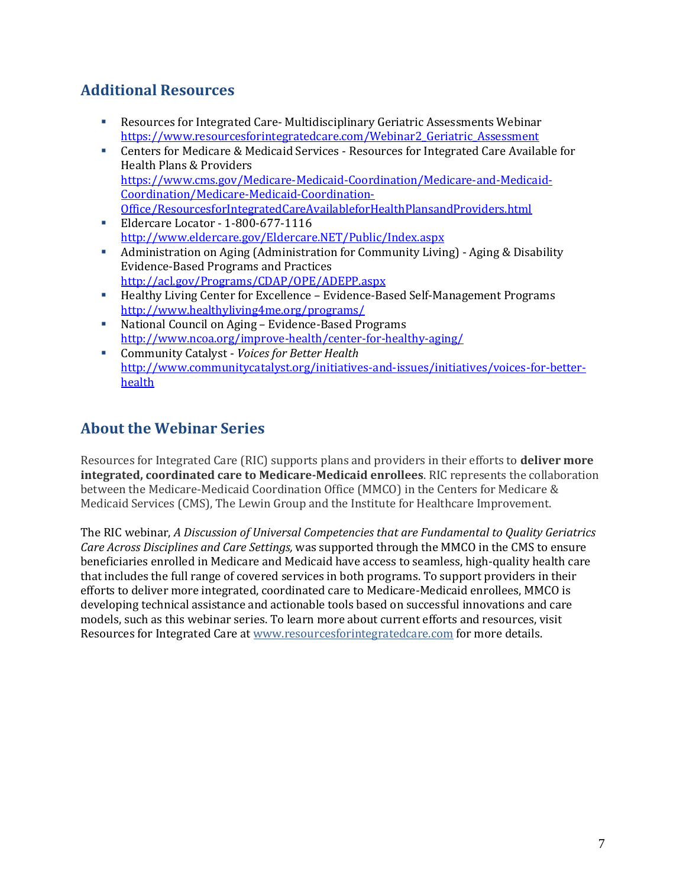## Additional Resources

- Resources for Integrated Care- Multidisciplinary Geriatric Assessments Webinar
  https://www.resourcesforintegratedcare.com/Webinar2_Geriatric_Assessment
- Centers for Medicare & Medicaid Services - Resources for Integrated Care Available for Health Plans & Providers
  https://www.cms.gov/Medicare-Medicaid-Coordination/Medicare-and-Medicaid-Coordination/Medicare-Medicaid-Coordination-Office/ResourcesforIntegratedCareAvailableforHealthPlansandProviders.html
- Eldercare Locator - 1-800-677-1116
  http://www.eldercare.gov/Eldercare.NET/Public/Index.aspx
- Administration on Aging (Administration for Community Living) - Aging & Disability Evidence-Based Programs and Practices
  http://acl.gov/Programs/CDAP/OPE/ADEPP.aspx
- Healthy Living Center for Excellence – Evidence-Based Self-Management Programs
  http://www.healthyliving4me.org/programs/
- National Council on Aging – Evidence-Based Programs
  http://www.ncoa.org/improve-health/center-for-healthy-aging/
- Community Catalyst - *Voices for Better Health*
  http://www.communitycatalyst.org/initiatives-and-issues/initiatives/voices-for-better-health

## About the Webinar Series

Resources for Integrated Care (RIC) supports plans and providers in their efforts to **deliver more integrated, coordinated care to Medicare-Medicaid enrollees**. RIC represents the collaboration between the Medicare-Medicaid Coordination Office (MMCO) in the Centers for Medicare & Medicaid Services (CMS), The Lewin Group and the Institute for Healthcare Improvement.

The RIC webinar, *A Discussion of Universal Competencies that are Fundamental to Quality Geriatrics Care Across Disciplines and Care Settings,* was supported through the MMCO in the CMS to ensure beneficiaries enrolled in Medicare and Medicaid have access to seamless, high-quality health care that includes the full range of covered services in both programs. To support providers in their efforts to deliver more integrated, coordinated care to Medicare-Medicaid enrollees, MMCO is developing technical assistance and actionable tools based on successful innovations and care models, such as this webinar series. To learn more about current efforts and resources, visit Resources for Integrated Care at www.resourcesforintegratedcare.com for more details.